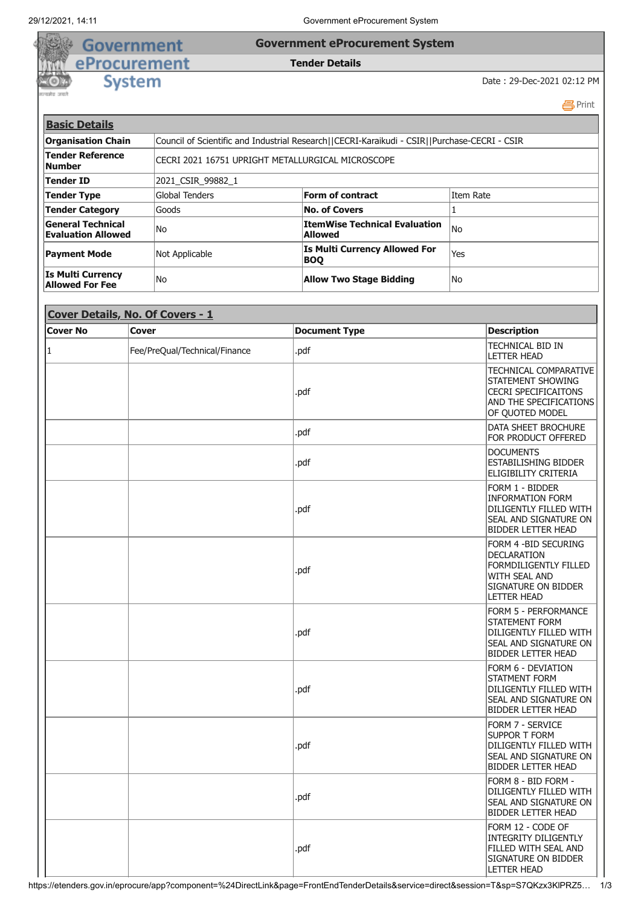# Government eProcurement System

## Tender Details

Date : 29-Dec-2021 02:12 PM

### Basic Details

| | | | |
|---|---|---|---|
| **Organisation Chain** | Council of Scientific and Industrial Research\|\|CECRI-Karaikudi - CSIR\|\|Purchase-CECRI - CSIR | | |
| **Tender Reference Number** | CECRI 2021 16751 UPRIGHT METALLURGICAL MICROSCOPE | | |
| **Tender ID** | 2021_CSIR_99882_1 | | |
| **Tender Type** | Global Tenders | **Form of contract** | Item Rate |
| **Tender Category** | Goods | **No. of Covers** | 1 |
| **General Technical Evaluation Allowed** | No | **ItemWise Technical Evaluation Allowed** | No |
| **Payment Mode** | Not Applicable | **Is Multi Currency Allowed For BOQ** | Yes |
| **Is Multi Currency Allowed For Fee** | No | **Allow Two Stage Bidding** | No |

### Cover Details, No. Of Covers - 1

| Cover No | Cover | Document Type | Description |
|---|---|---|---|
| 1 | Fee/PreQual/Technical/Finance | .pdf | TECHNICAL BID IN LETTER HEAD |
| | | .pdf | TECHNICAL COMPARATIVE STATEMENT SHOWING CECRI SPECIFICAITONS AND THE SPECIFICATIONS OF QUOTED MODEL |
| | | .pdf | DATA SHEET BROCHURE FOR PRODUCT OFFERED |
| | | .pdf | DOCUMENTS ESTABILISHING BIDDER ELIGIBILITY CRITERIA |
| | | .pdf | FORM 1 - BIDDER INFORMATION FORM DILIGENTLY FILLED WITH SEAL AND SIGNATURE ON BIDDER LETTER HEAD |
| | | .pdf | FORM 4 -BID SECURING DECLARATION FORMDILIGENTLY FILLED WITH SEAL AND SIGNATURE ON BIDDER LETTER HEAD |
| | | .pdf | FORM 5 - PERFORMANCE STATEMENT FORM DILIGENTLY FILLED WITH SEAL AND SIGNATURE ON BIDDER LETTER HEAD |
| | | .pdf | FORM 6 - DEVIATION STATMENT FORM DILIGENTLY FILLED WITH SEAL AND SIGNATURE ON BIDDER LETTER HEAD |
| | | .pdf | FORM 7 - SERVICE SUPPOR T FORM DILIGENTLY FILLED WITH SEAL AND SIGNATURE ON BIDDER LETTER HEAD |
| | | .pdf | FORM 8 - BID FORM - DILIGENTLY FILLED WITH SEAL AND SIGNATURE ON BIDDER LETTER HEAD |
| | | .pdf | FORM 12 - CODE OF INTEGRITY DILIGENTLY FILLED WITH SEAL AND SIGNATURE ON BIDDER LETTER HEAD |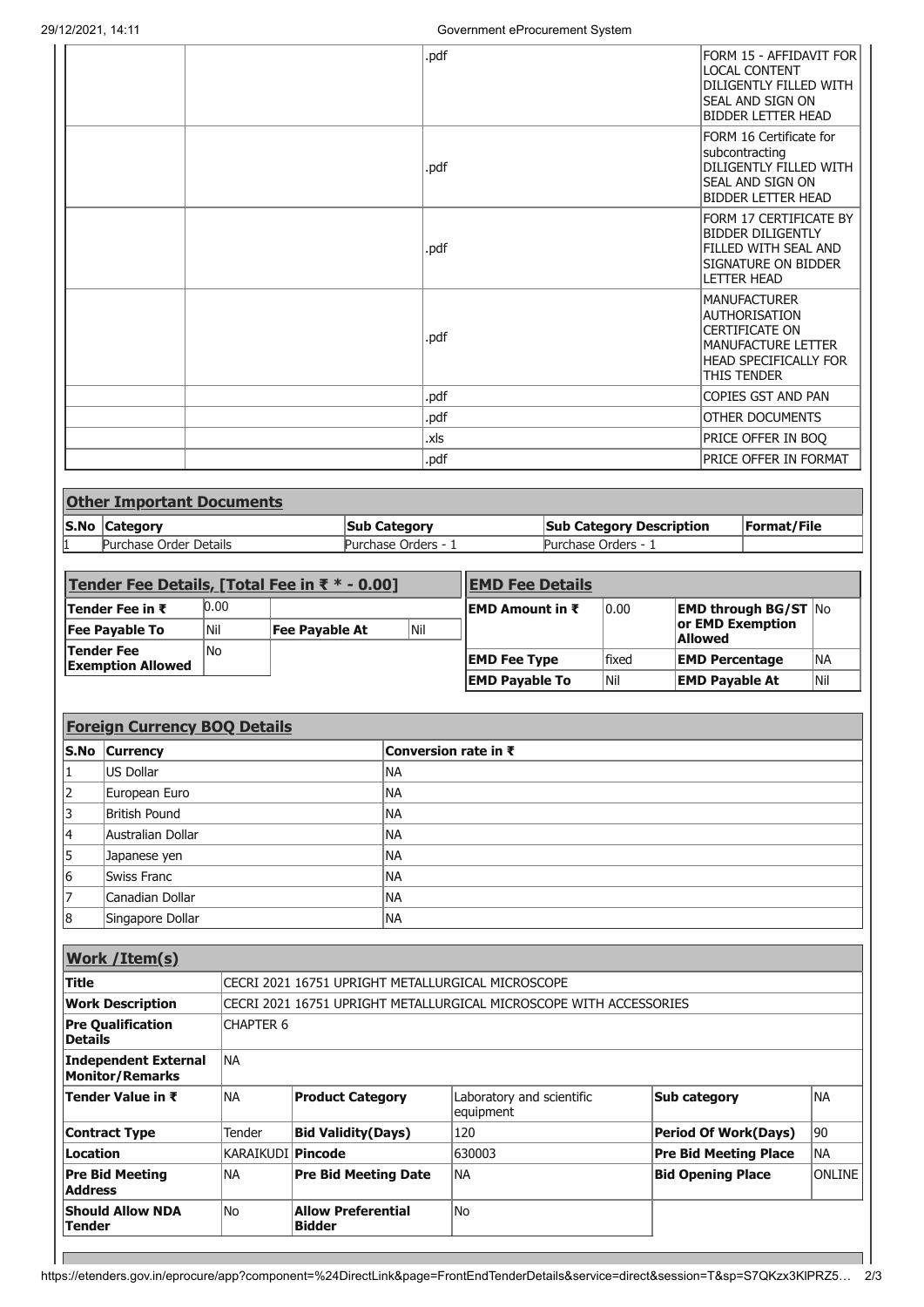| | | | |
|---|---|---|---|
| | | .pdf | FORM 15 - AFFIDAVIT FOR LOCAL CONTENT DILIGENTLY FILLED WITH SEAL AND SIGN ON BIDDER LETTER HEAD |
| | | .pdf | FORM 16 Certificate for subcontracting DILIGENTLY FILLED WITH SEAL AND SIGN ON BIDDER LETTER HEAD |
| | | .pdf | FORM 17 CERTIFICATE BY BIDDER DILIGENTLY FILLED WITH SEAL AND SIGNATURE ON BIDDER LETTER HEAD |
| | | .pdf | MANUFACTURER AUTHORISATION CERTIFICATE ON MANUFACTURE LETTER HEAD SPECIFICALLY FOR THIS TENDER |
| | | .pdf | COPIES GST AND PAN |
| | | .pdf | OTHER DOCUMENTS |
| | | .xls | PRICE OFFER IN BOQ |
| | | .pdf | PRICE OFFER IN FORMAT |

## Other Important Documents

| S.No | Category | Sub Category | Sub Category Description | Format/File |
|---|---|---|---|---|
| 1 | Purchase Order Details | Purchase Orders - 1 | Purchase Orders - 1 | |

## Tender Fee Details, [Total Fee in ₹ * - 0.00]

| | | | |
|---|---|---|---|
| **Tender Fee in ₹** | 0.00 | | |
| **Fee Payable To** | Nil | **Fee Payable At** | Nil |
| **Tender Fee Exemption Allowed** | No | | |

## EMD Fee Details

| | | | |
|---|---|---|---|
| **EMD Amount in ₹** | 0.00 | **EMD through BG/ST or EMD Exemption Allowed** | No |
| **EMD Fee Type** | fixed | **EMD Percentage** | NA |
| **EMD Payable To** | Nil | **EMD Payable At** | Nil |

## Foreign Currency BOQ Details

| S.No | Currency | Conversion rate in ₹ |
|---|---|---|
| 1 | US Dollar | NA |
| 2 | European Euro | NA |
| 3 | British Pound | NA |
| 4 | Australian Dollar | NA |
| 5 | Japanese yen | NA |
| 6 | Swiss Franc | NA |
| 7 | Canadian Dollar | NA |
| 8 | Singapore Dollar | NA |

## Work /Item(s)

| | | | | | |
|---|---|---|---|---|---|
| **Title** | CECRI 2021 16751 UPRIGHT METALLURGICAL MICROSCOPE | | | | |
| **Work Description** | CECRI 2021 16751 UPRIGHT METALLURGICAL MICROSCOPE WITH ACCESSORIES | | | | |
| **Pre Qualification Details** | CHAPTER 6 | | | | |
| **Independent External Monitor/Remarks** | NA | | | | |
| **Tender Value in ₹** | NA | **Product Category** | Laboratory and scientific equipment | **Sub category** | NA |
| **Contract Type** | Tender | **Bid Validity(Days)** | 120 | **Period Of Work(Days)** | 90 |
| **Location** | KARAIKUDI | **Pincode** | 630003 | **Pre Bid Meeting Place** | NA |
| **Pre Bid Meeting Address** | NA | **Pre Bid Meeting Date** | NA | **Bid Opening Place** | ONLINE |
| **Should Allow NDA Tender** | No | **Allow Preferential Bidder** | No | | |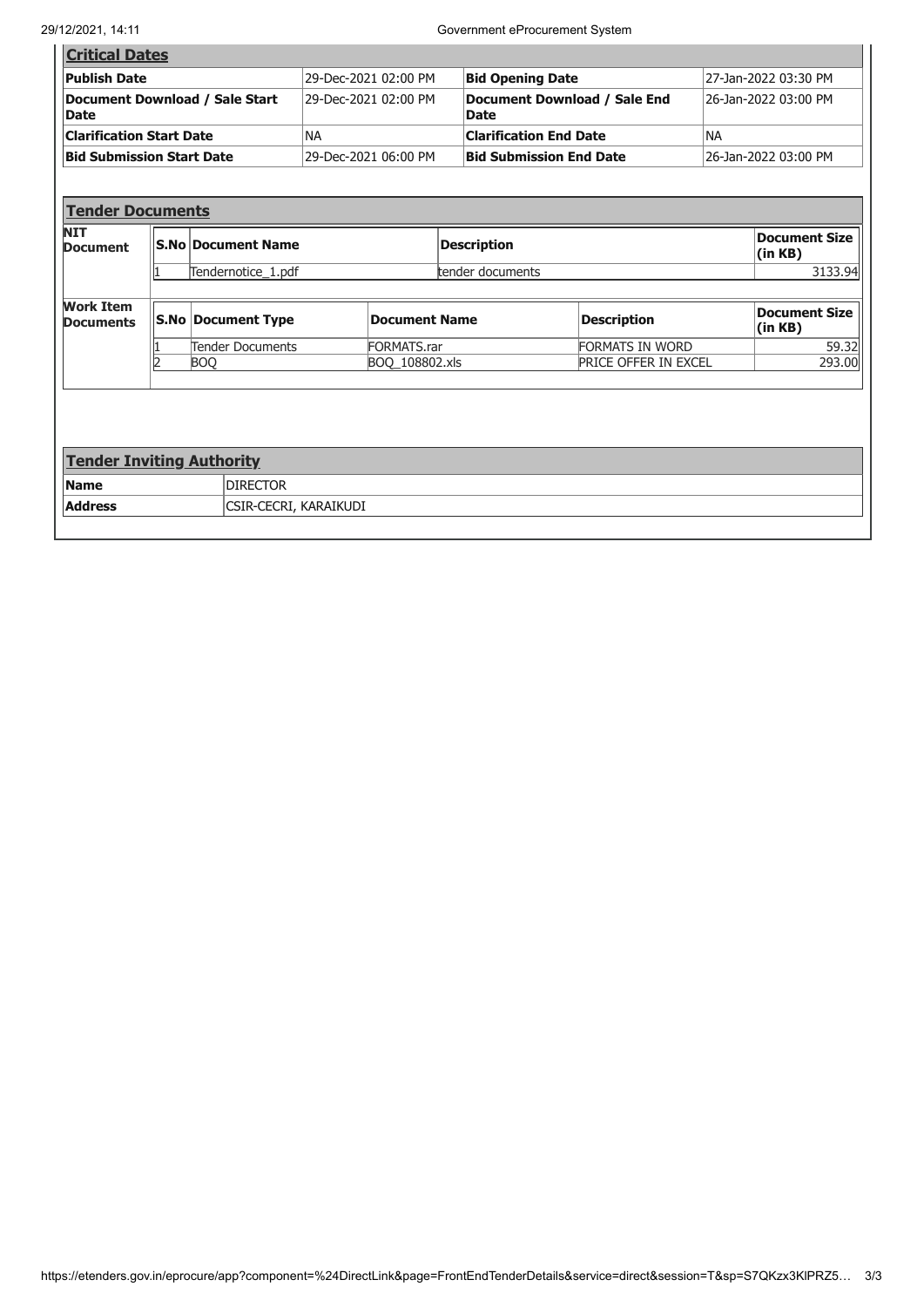## Critical Dates

| | | | |
|---|---|---|---|
| **Publish Date** | 29-Dec-2021 02:00 PM | **Bid Opening Date** | 27-Jan-2022 03:30 PM |
| **Document Download / Sale Start Date** | 29-Dec-2021 02:00 PM | **Document Download / Sale End Date** | 26-Jan-2022 03:00 PM |
| **Clarification Start Date** | NA | **Clarification End Date** | NA |
| **Bid Submission Start Date** | 29-Dec-2021 06:00 PM | **Bid Submission End Date** | 26-Jan-2022 03:00 PM |

## Tender Documents

**NIT Document**

| S.No | Document Name | Description | Document Size (in KB) |
|---|---|---|---|
| 1 | Tendernotice_1.pdf | tender documents | 3133.94 |

**Work Item Documents**

| S.No | Document Type | Document Name | Description | Document Size (in KB) |
|---|---|---|---|---|
| 1 | Tender Documents | FORMATS.rar | FORMATS IN WORD | 59.32 |
| 2 | BOQ | BOQ_108802.xls | PRICE OFFER IN EXCEL | 293.00 |

## Tender Inviting Authority

| | |
|---|---|
| **Name** | DIRECTOR |
| **Address** | CSIR-CECRI, KARAIKUDI |